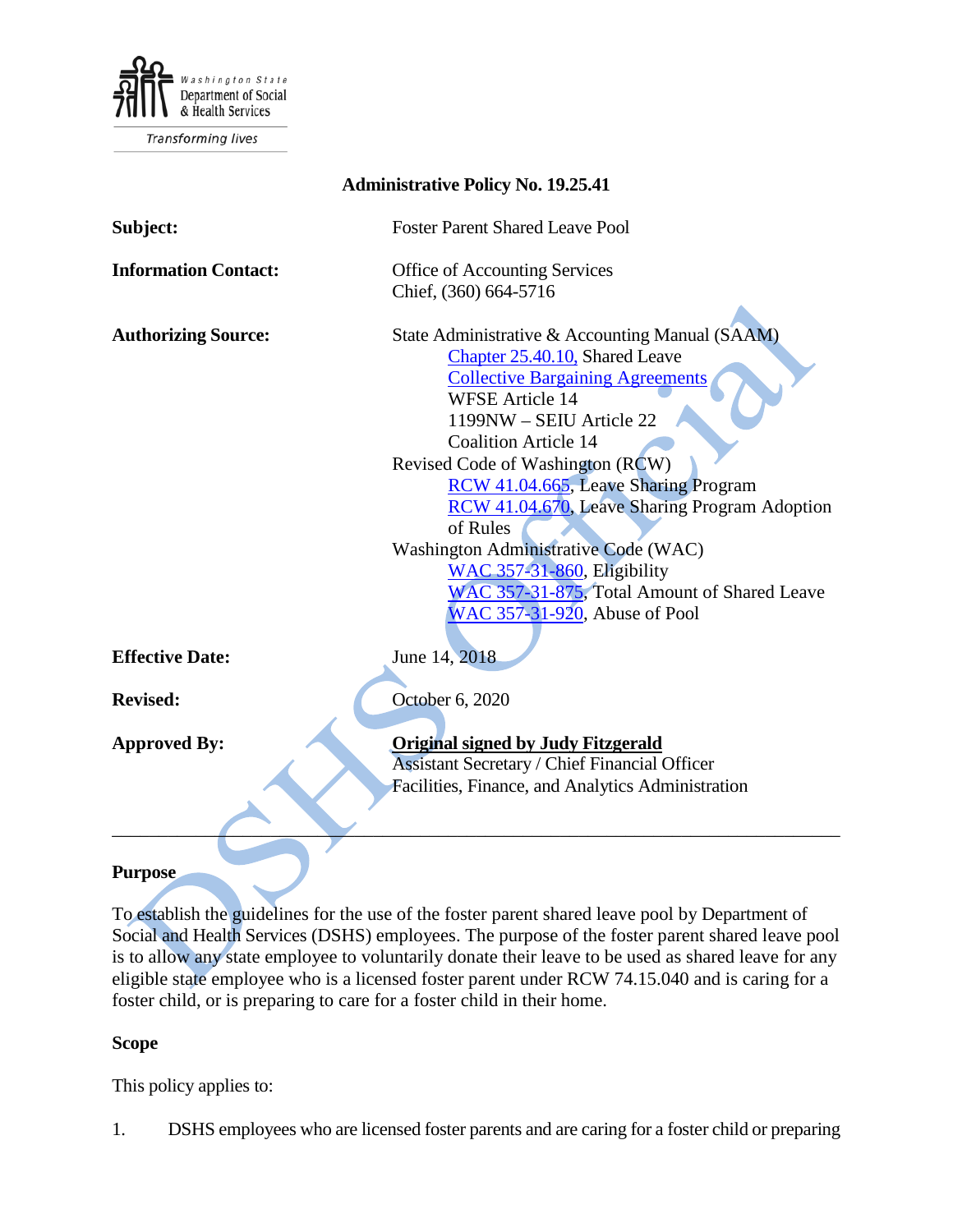Washington State Department of Social & Health Services

Transforming lives

# Administrative Policy No. 19.25.41

**Subject:** Foster Parent Shared Leave Pool

**Information Contact:** Office of Accounting Services
Chief, (360) 664-5716

**Authorizing Source:** State Administrative & Accounting Manual (SAAM)
- Chapter 25.40.10, Shared Leave
- Collective Bargaining Agreements
  - WFSE Article 14
  - 1199NW – SEIU Article 22
  - Coalition Article 14

Revised Code of Washington (RCW)
- RCW 41.04.665, Leave Sharing Program
- RCW 41.04.670, Leave Sharing Program Adoption of Rules

Washington Administrative Code (WAC)
- WAC 357-31-860, Eligibility
- WAC 357-31-875, Total Amount of Shared Leave
- WAC 357-31-920, Abuse of Pool

**Effective Date:** June 14, 2018

**Revised:** October 6, 2020

**Approved By:** **Original signed by Judy Fitzgerald**
Assistant Secretary / Chief Financial Officer
Facilities, Finance, and Analytics Administration

---

## Purpose

To establish the guidelines for the use of the foster parent shared leave pool by Department of Social and Health Services (DSHS) employees. The purpose of the foster parent shared leave pool is to allow any state employee to voluntarily donate their leave to be used as shared leave for any eligible state employee who is a licensed foster parent under RCW 74.15.040 and is caring for a foster child, or is preparing to care for a foster child in their home.

## Scope

This policy applies to:

1. DSHS employees who are licensed foster parents and are caring for a foster child or preparing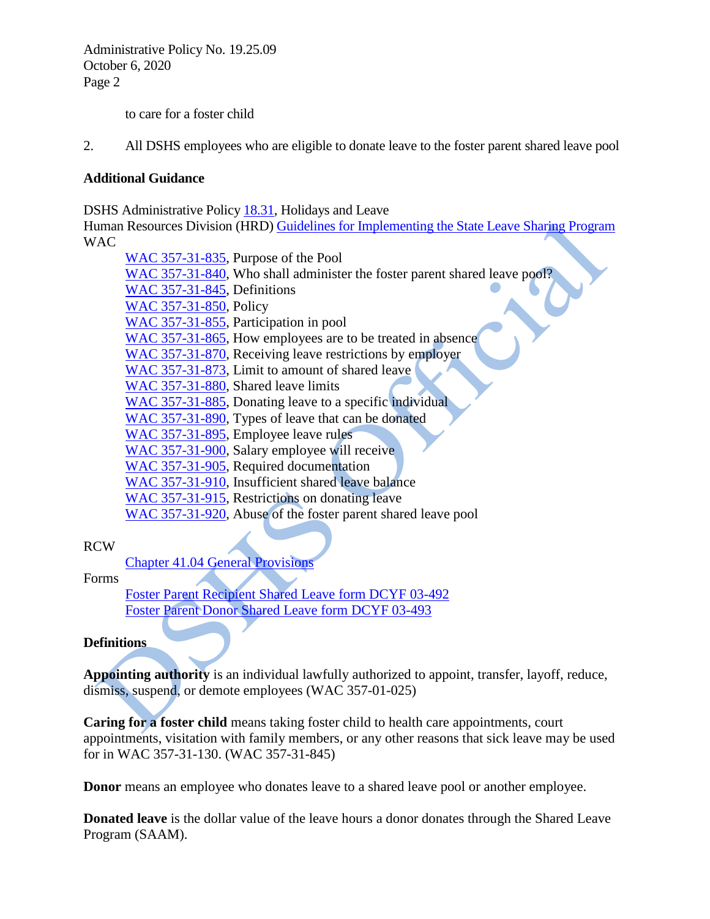to care for a foster child

2. All DSHS employees who are eligible to donate leave to the foster parent shared leave pool

**Additional Guidance**

DSHS Administrative Policy [18.31](), Holidays and Leave
Human Resources Division (HRD) [Guidelines for Implementing the State Leave Sharing Program]()
WAC

- [WAC 357-31-835](), Purpose of the Pool
- [WAC 357-31-840](), Who shall administer the foster parent shared leave pool?
- [WAC 357-31-845](), Definitions
- [WAC 357-31-850](), Policy
- [WAC 357-31-855](), Participation in pool
- [WAC 357-31-865](), How employees are to be treated in absence
- [WAC 357-31-870](), Receiving leave restrictions by employer
- [WAC 357-31-873](), Limit to amount of shared leave
- [WAC 357-31-880](), Shared leave limits
- [WAC 357-31-885](), Donating leave to a specific individual
- [WAC 357-31-890](), Types of leave that can be donated
- [WAC 357-31-895](), Employee leave rules
- [WAC 357-31-900](), Salary employee will receive
- [WAC 357-31-905](), Required documentation
- [WAC 357-31-910](), Insufficient shared leave balance
- [WAC 357-31-915](), Restrictions on donating leave
- [WAC 357-31-920](), Abuse of the foster parent shared leave pool

RCW

- [Chapter 41.04 General Provisions]()

Forms

- [Foster Parent Recipient Shared Leave form DCYF 03-492]()
- [Foster Parent Donor Shared Leave form DCYF 03-493]()

**Definitions**

**Appointing authority** is an individual lawfully authorized to appoint, transfer, layoff, reduce, dismiss, suspend, or demote employees (WAC 357-01-025)

**Caring for a foster child** means taking foster child to health care appointments, court appointments, visitation with family members, or any other reasons that sick leave may be used for in WAC 357-31-130. (WAC 357-31-845)

**Donor** means an employee who donates leave to a shared leave pool or another employee.

**Donated leave** is the dollar value of the leave hours a donor donates through the Shared Leave Program (SAAM).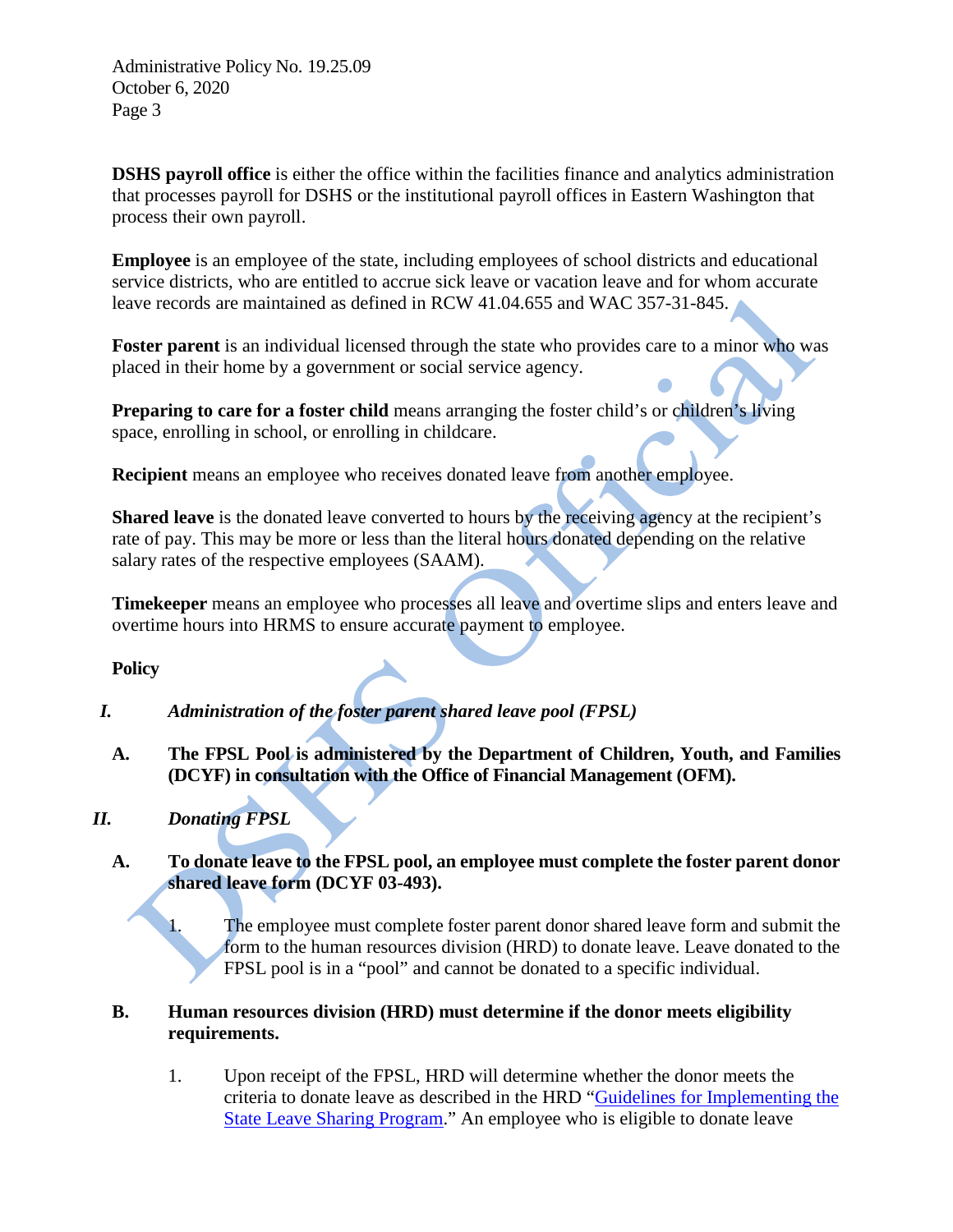**DSHS payroll office** is either the office within the facilities finance and analytics administration that processes payroll for DSHS or the institutional payroll offices in Eastern Washington that process their own payroll.

**Employee** is an employee of the state, including employees of school districts and educational service districts, who are entitled to accrue sick leave or vacation leave and for whom accurate leave records are maintained as defined in RCW 41.04.655 and WAC 357-31-845.

**Foster parent** is an individual licensed through the state who provides care to a minor who was placed in their home by a government or social service agency.

**Preparing to care for a foster child** means arranging the foster child's or children's living space, enrolling in school, or enrolling in childcare.

**Recipient** means an employee who receives donated leave from another employee.

**Shared leave** is the donated leave converted to hours by the receiving agency at the recipient's rate of pay. This may be more or less than the literal hours donated depending on the relative salary rates of the respective employees (SAAM).

**Timekeeper** means an employee who processes all leave and overtime slips and enters leave and overtime hours into HRMS to ensure accurate payment to employee.

**Policy**

***I. Administration of the foster parent shared leave pool (FPSL)***

**A. The FPSL Pool is administered by the Department of Children, Youth, and Families (DCYF) in consultation with the Office of Financial Management (OFM).**

***II. Donating FPSL***

**A. To donate leave to the FPSL pool, an employee must complete the foster parent donor shared leave form (DCYF 03-493).**

1. The employee must complete foster parent donor shared leave form and submit the form to the human resources division (HRD) to donate leave. Leave donated to the FPSL pool is in a "pool" and cannot be donated to a specific individual.

**B. Human resources division (HRD) must determine if the donor meets eligibility requirements.**

1. Upon receipt of the FPSL, HRD will determine whether the donor meets the criteria to donate leave as described in the HRD "[Guidelines for Implementing the State Leave Sharing Program](#)." An employee who is eligible to donate leave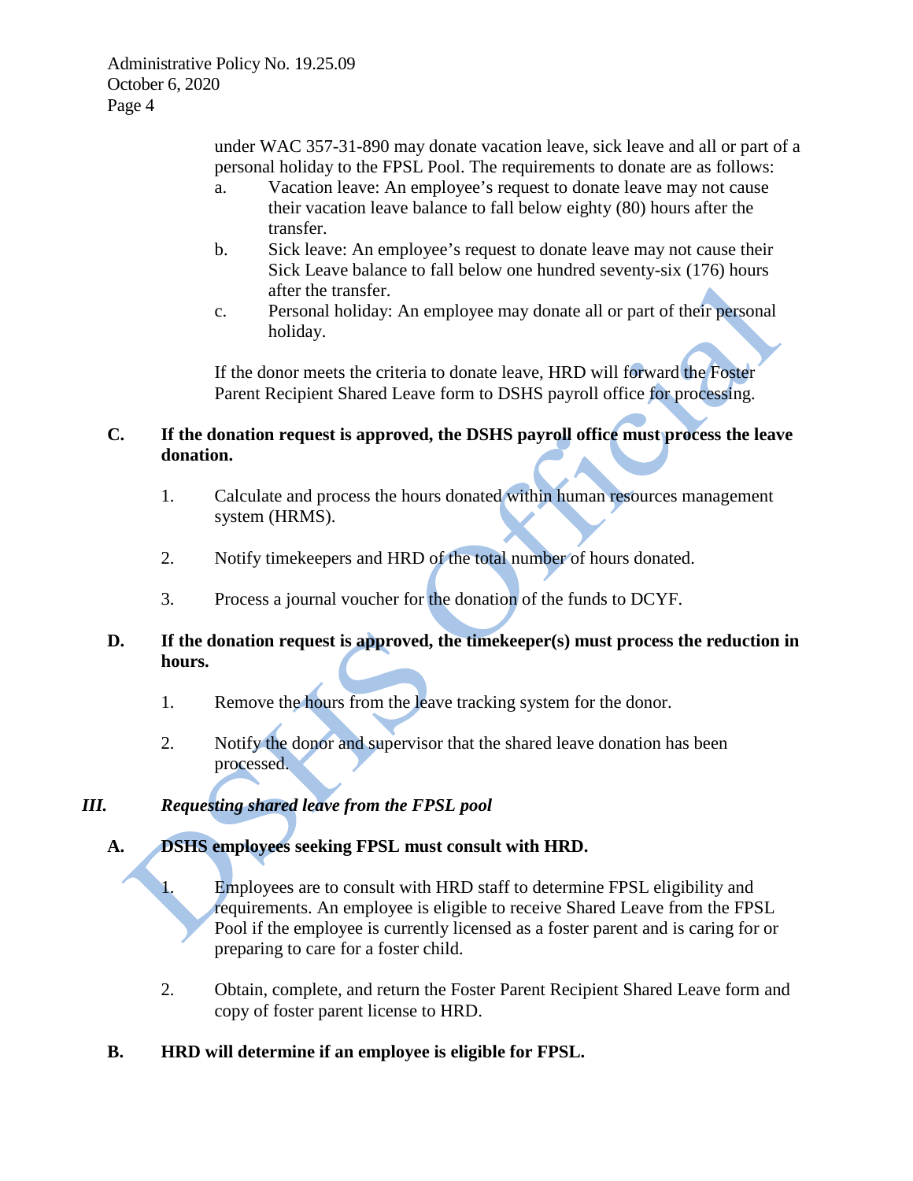under WAC 357-31-890 may donate vacation leave, sick leave and all or part of a personal holiday to the FPSL Pool. The requirements to donate are as follows:

a. Vacation leave: An employee's request to donate leave may not cause their vacation leave balance to fall below eighty (80) hours after the transfer.

b. Sick leave: An employee's request to donate leave may not cause their Sick Leave balance to fall below one hundred seventy-six (176) hours after the transfer.

c. Personal holiday: An employee may donate all or part of their personal holiday.

If the donor meets the criteria to donate leave, HRD will forward the Foster Parent Recipient Shared Leave form to DSHS payroll office for processing.

**C. If the donation request is approved, the DSHS payroll office must process the leave donation.**

1. Calculate and process the hours donated within human resources management system (HRMS).

2. Notify timekeepers and HRD of the total number of hours donated.

3. Process a journal voucher for the donation of the funds to DCYF.

**D. If the donation request is approved, the timekeeper(s) must process the reduction in hours.**

1. Remove the hours from the leave tracking system for the donor.

2. Notify the donor and supervisor that the shared leave donation has been processed.

## *III. Requesting shared leave from the FPSL pool*

**A. DSHS employees seeking FPSL must consult with HRD.**

1. Employees are to consult with HRD staff to determine FPSL eligibility and requirements. An employee is eligible to receive Shared Leave from the FPSL Pool if the employee is currently licensed as a foster parent and is caring for or preparing to care for a foster child.

2. Obtain, complete, and return the Foster Parent Recipient Shared Leave form and copy of foster parent license to HRD.

**B. HRD will determine if an employee is eligible for FPSL.**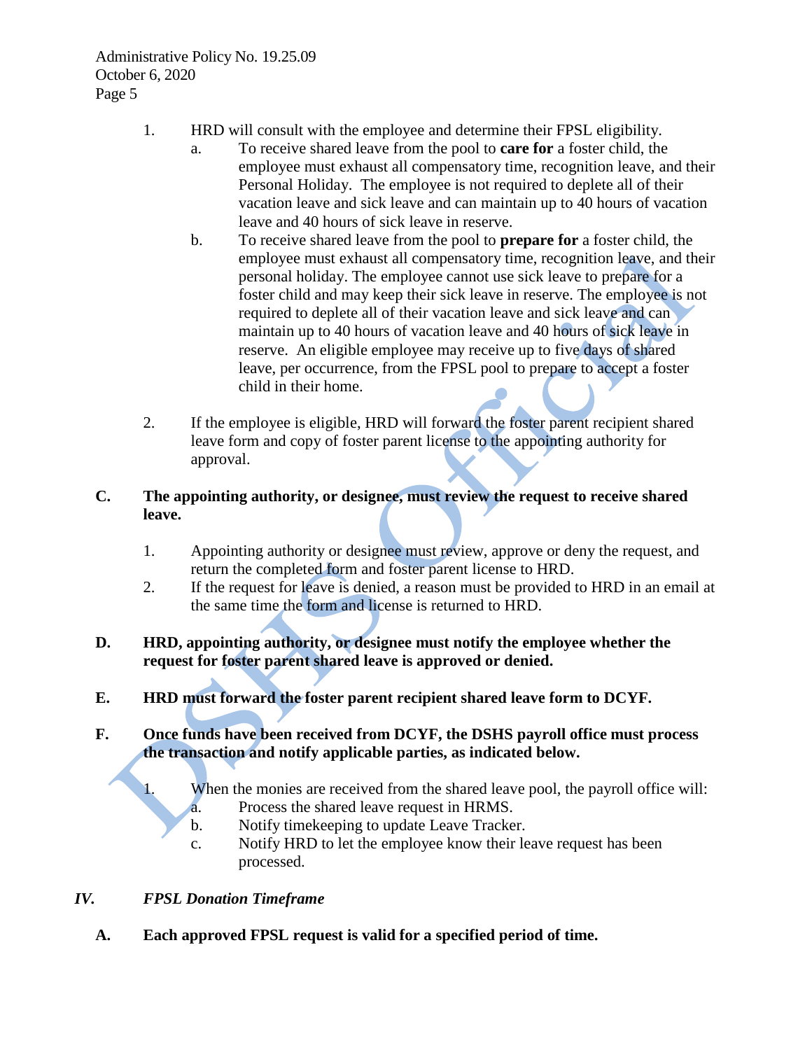1. HRD will consult with the employee and determine their FPSL eligibility.
   a. To receive shared leave from the pool to **care for** a foster child, the employee must exhaust all compensatory time, recognition leave, and their Personal Holiday. The employee is not required to deplete all of their vacation leave and sick leave and can maintain up to 40 hours of vacation leave and 40 hours of sick leave in reserve.
   b. To receive shared leave from the pool to **prepare for** a foster child, the employee must exhaust all compensatory time, recognition leave, and their personal holiday. The employee cannot use sick leave to prepare for a foster child and may keep their sick leave in reserve. The employee is not required to deplete all of their vacation leave and sick leave and can maintain up to 40 hours of vacation leave and 40 hours of sick leave in reserve. An eligible employee may receive up to five days of shared leave, per occurrence, from the FPSL pool to prepare to accept a foster child in their home.

2. If the employee is eligible, HRD will forward the foster parent recipient shared leave form and copy of foster parent license to the appointing authority for approval.

**C. The appointing authority, or designee, must review the request to receive shared leave.**

1. Appointing authority or designee must review, approve or deny the request, and return the completed form and foster parent license to HRD.
2. If the request for leave is denied, a reason must be provided to HRD in an email at the same time the form and license is returned to HRD.

**D. HRD, appointing authority, or designee must notify the employee whether the request for foster parent shared leave is approved or denied.**

**E. HRD must forward the foster parent recipient shared leave form to DCYF.**

**F. Once funds have been received from DCYF, the DSHS payroll office must process the transaction and notify applicable parties, as indicated below.**

1. When the monies are received from the shared leave pool, the payroll office will:
   a. Process the shared leave request in HRMS.
   b. Notify timekeeping to update Leave Tracker.
   c. Notify HRD to let the employee know their leave request has been processed.

## *IV. FPSL Donation Timeframe*

**A. Each approved FPSL request is valid for a specified period of time.**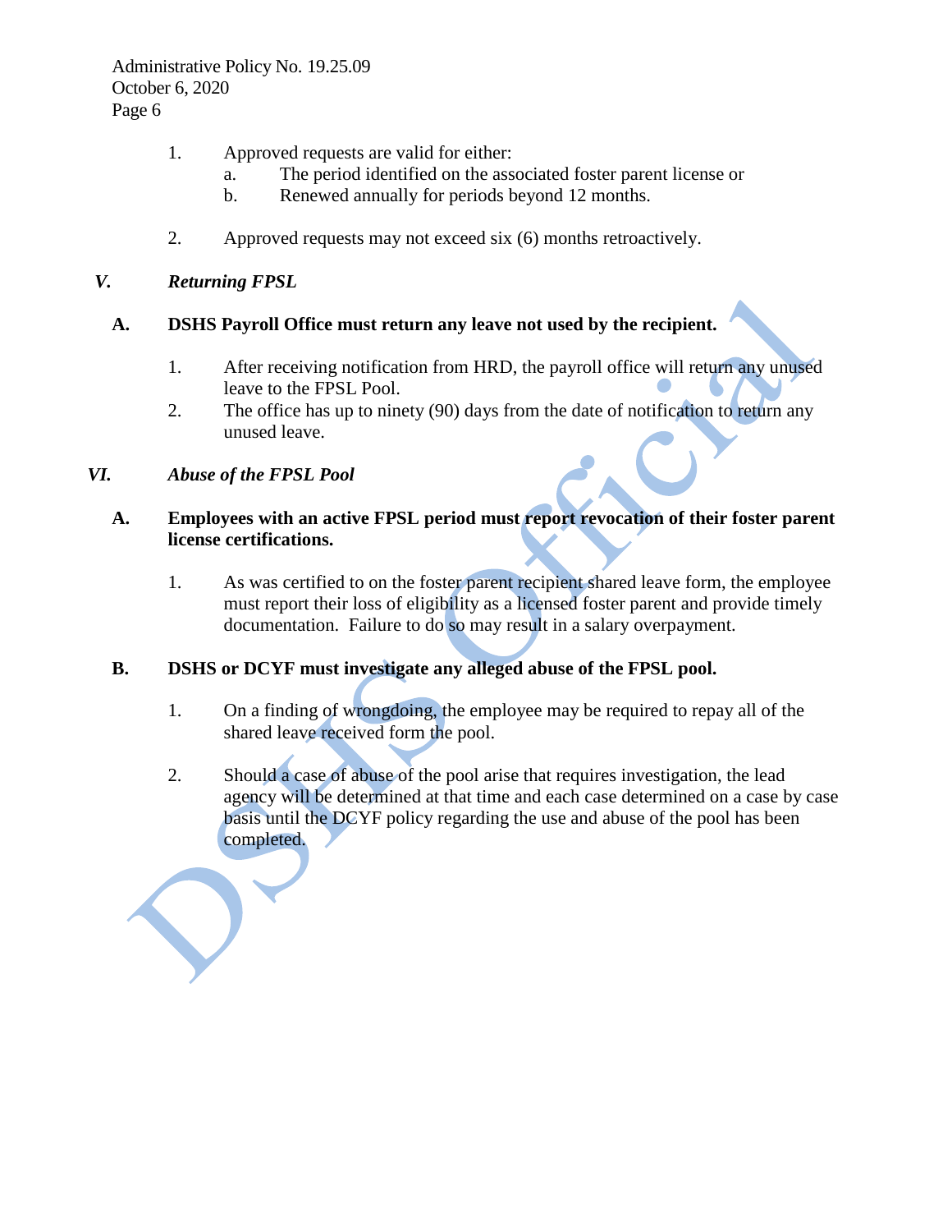1. Approved requests are valid for either:
   a. The period identified on the associated foster parent license or
   b. Renewed annually for periods beyond 12 months.

2. Approved requests may not exceed six (6) months retroactively.

## *V. Returning FPSL*

**A. DSHS Payroll Office must return any leave not used by the recipient.**

1. After receiving notification from HRD, the payroll office will return any unused leave to the FPSL Pool.
2. The office has up to ninety (90) days from the date of notification to return any unused leave.

## *VI. Abuse of the FPSL Pool*

**A. Employees with an active FPSL period must report revocation of their foster parent license certifications.**

1. As was certified to on the foster parent recipient shared leave form, the employee must report their loss of eligibility as a licensed foster parent and provide timely documentation. Failure to do so may result in a salary overpayment.

**B. DSHS or DCYF must investigate any alleged abuse of the FPSL pool.**

1. On a finding of wrongdoing, the employee may be required to repay all of the shared leave received form the pool.

2. Should a case of abuse of the pool arise that requires investigation, the lead agency will be determined at that time and each case determined on a case by case basis until the DCYF policy regarding the use and abuse of the pool has been completed.